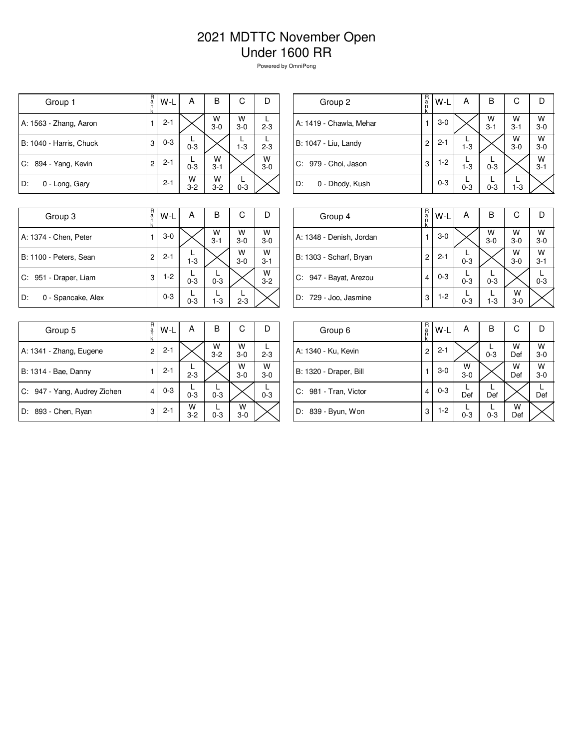# 2021 MDTTC November Open
## Under 1600 RR

Powered by OmniPong

| Group 1 | Rank | W-L | A | B | C | D |
|---|---|---|---|---|---|---|
| A: 1563 - Zhang, Aaron | 1 | 2-1 | | W 3-0 | W 3-0 | L 2-3 |
| B: 1040 - Harris, Chuck | 3 | 0-3 | L 0-3 | | L 1-3 | L 2-3 |
| C: 894 - Yang, Kevin | 2 | 2-1 | L 0-3 | W 3-1 | | W 3-0 |
| D: 0 - Long, Gary | | 2-1 | W 3-2 | W 3-2 | L 0-3 | |

| Group 2 | Rank | W-L | A | B | C | D |
|---|---|---|---|---|---|---|
| A: 1419 - Chawla, Mehar | 1 | 3-0 | | W 3-1 | W 3-1 | W 3-0 |
| B: 1047 - Liu, Landy | 2 | 2-1 | L 1-3 | | W 3-0 | W 3-0 |
| C: 979 - Choi, Jason | 3 | 1-2 | L 1-3 | L 0-3 | | W 3-1 |
| D: 0 - Dhody, Kush | | 0-3 | L 0-3 | L 0-3 | L 1-3 | |

| Group 3 | Rank | W-L | A | B | C | D |
|---|---|---|---|---|---|---|
| A: 1374 - Chen, Peter | 1 | 3-0 | | W 3-1 | W 3-0 | W 3-0 |
| B: 1100 - Peters, Sean | 2 | 2-1 | L 1-3 | | W 3-0 | W 3-1 |
| C: 951 - Draper, Liam | 3 | 1-2 | L 0-3 | L 0-3 | | W 3-2 |
| D: 0 - Spancake, Alex | | 0-3 | L 0-3 | L 1-3 | L 2-3 | |

| Group 4 | Rank | W-L | A | B | C | D |
|---|---|---|---|---|---|---|
| A: 1348 - Denish, Jordan | 1 | 3-0 | | W 3-0 | W 3-0 | W 3-0 |
| B: 1303 - Scharf, Bryan | 2 | 2-1 | L 0-3 | | W 3-0 | W 3-1 |
| C: 947 - Bayat, Arezou | 4 | 0-3 | L 0-3 | L 0-3 | | L 0-3 |
| D: 729 - Joo, Jasmine | 3 | 1-2 | L 0-3 | L 1-3 | W 3-0 | |

| Group 5 | Rank | W-L | A | B | C | D |
|---|---|---|---|---|---|---|
| A: 1341 - Zhang, Eugene | 2 | 2-1 | | W 3-2 | W 3-0 | L 2-3 |
| B: 1314 - Bae, Danny | 1 | 2-1 | L 2-3 | | W 3-0 | W 3-0 |
| C: 947 - Yang, Audrey Zichen | 4 | 0-3 | L 0-3 | L 0-3 | | L 0-3 |
| D: 893 - Chen, Ryan | 3 | 2-1 | W 3-2 | L 0-3 | W 3-0 | |

| Group 6 | Rank | W-L | A | B | C | D |
|---|---|---|---|---|---|---|
| A: 1340 - Ku, Kevin | 2 | 2-1 | | L 0-3 | W Def | W 3-0 |
| B: 1320 - Draper, Bill | 1 | 3-0 | W 3-0 | | W Def | W 3-0 |
| C: 981 - Tran, Victor | 4 | 0-3 | L Def | L Def | | L Def |
| D: 839 - Byun, Won | 3 | 1-2 | L 0-3 | L 0-3 | W Def | |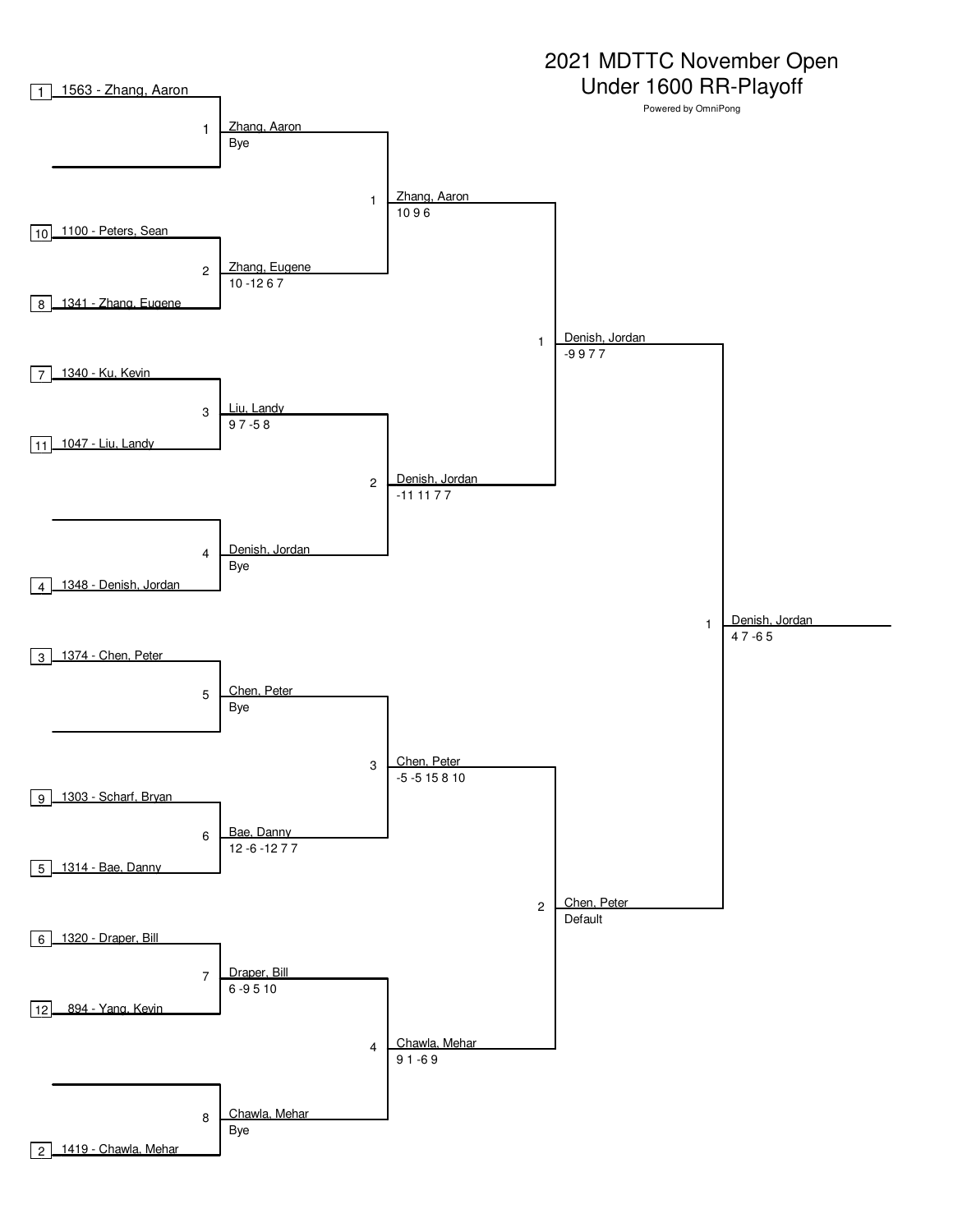# 2021 MDTTC November Open
## Under 1600 RR-Playoff

Powered by OmniPong

**Seeds / First Round**

1 1563 - Zhang, Aaron
10 1100 - Peters, Sean
8 1341 - Zhang, Eugene
7 1340 - Ku, Kevin
11 1047 - Liu, Landy
4 1348 - Denish, Jordan
3 1374 - Chen, Peter
9 1303 - Scharf, Bryan
5 1314 - Bae, Danny
6 1320 - Draper, Bill
12 894 - Yang, Kevin
2 1419 - Chawla, Mehar

**Round 1**

1 Zhang, Aaron
Bye

2 Zhang, Eugene
10 -12 6 7

3 Liu, Landy
9 7 -5 8

4 Denish, Jordan
Bye

5 Chen, Peter
Bye

6 Bae, Danny
12 -6 -12 7 7

7 Draper, Bill
6 -9 5 10

8 Chawla, Mehar
Bye

**Quarterfinals**

1 Zhang, Aaron
10 9 6

2 Denish, Jordan
-11 11 7 7

3 Chen, Peter
-5 -5 15 8 10

4 Chawla, Mehar
9 1 -6 9

**Semifinals**

1 Denish, Jordan
-9 9 7 7

2 Chen, Peter
Default

**Final**

1 Denish, Jordan
4 7 -6 5